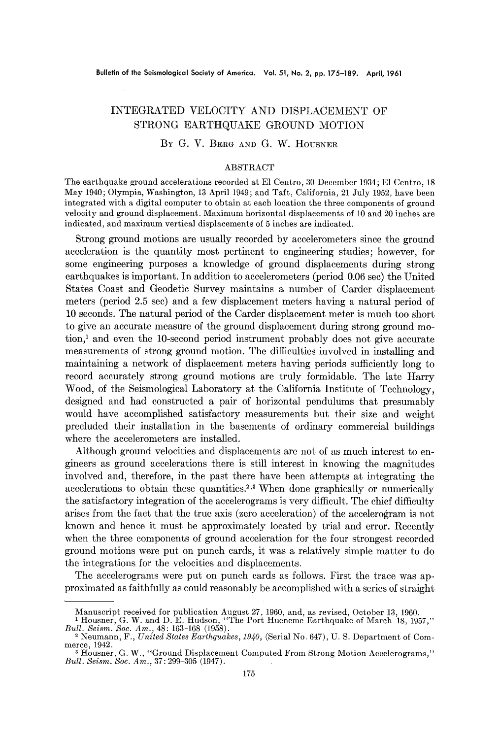# INTEGRATED VELOCITY AND DISPLACEMENT OF STRONG EARTHQUAKE GROUND MOTION

By G. V. Berg and G. W. Housner

## ABSTRACT

The earthquake ground accelerations recorded at El Centro, 30 December 1934; El Centro, 18 May 1940; Olympia, Washington, 13 April 1949; and Taft, California, 21 July 1952, have been integrated with a digital computer to obtain at each location the three components of ground velocity and ground displacement. Maximum horizontal displacements of 10 and 20 inches are indicated, and maximum vertical displacements of 5 inches are indicated.

Strong ground motions are usually recorded by accelerometers since the ground acceleration is the quantity most pertinent to engineering studies; however, for some engineering purposes a knowledge of ground displacements during strong earthquakes is important. In addition to accelerometers (period 0.06 sec) the United States Coast and Geodetic Survey maintains a number of Carder displacement meters (period 2.5 sec) and a few displacement meters having a natural period of 10 seconds. The natural period of the Carder displacement meter is much too short to give an accurate measure of the ground displacement during strong ground motion,[1] and even the 10-second period instrument probably does not give accurate measurements of strong ground motion. The difficulties involved in installing and maintaining a network of displacement meters having periods sufficiently long to record accurately strong ground motions are truly formidable. The late Harry Wood, of the Seismological Laboratory at the California Institute of Technology, designed and had constructed a pair of horizontal pendulums that presumably would have accomplished satisfactory measurements but their size and weight precluded their installation in the basements of ordinary commercial buildings where the accelerometers are installed.

Although ground velocities and displacements are not of as much interest to engineers as ground accelerations there is still interest in knowing the magnitudes involved and, therefore, in the past there have been attempts at integrating the accelerations to obtain these quantities.[2,3] When done graphically or numerically the satisfactory integration of the accelerograms is very difficult. The chief difficulty arises from the fact that the true axis (zero acceleration) of the accelerogram is not known and hence it must be approximately located by trial and error. Recently when the three components of ground acceleration for the four strongest recorded ground motions were put on punch cards, it was a relatively simple matter to do the integrations for the velocities and displacements.

The accelerograms were put on punch cards as follows. First the trace was approximated as faithfully as could reasonably be accomplished with a series of straight

---

Manuscript received for publication August 27, 1960, and, as revised, October 13, 1960.

[1] Housner, G. W. and D. E. Hudson, "The Port Hueneme Earthquake of March 18, 1957," *Bull. Seism. Soc. Am.*, 48: 163–168 (1958).

[2] Neumann, F., *United States Earthquakes, 1940*, (Serial No. 647), U. S. Department of Commerce, 1942.

[3] Housner, G. W., "Ground Displacement Computed From Strong-Motion Accelerograms," *Bull. Seism. Soc. Am.*, 37: 299–305 (1947).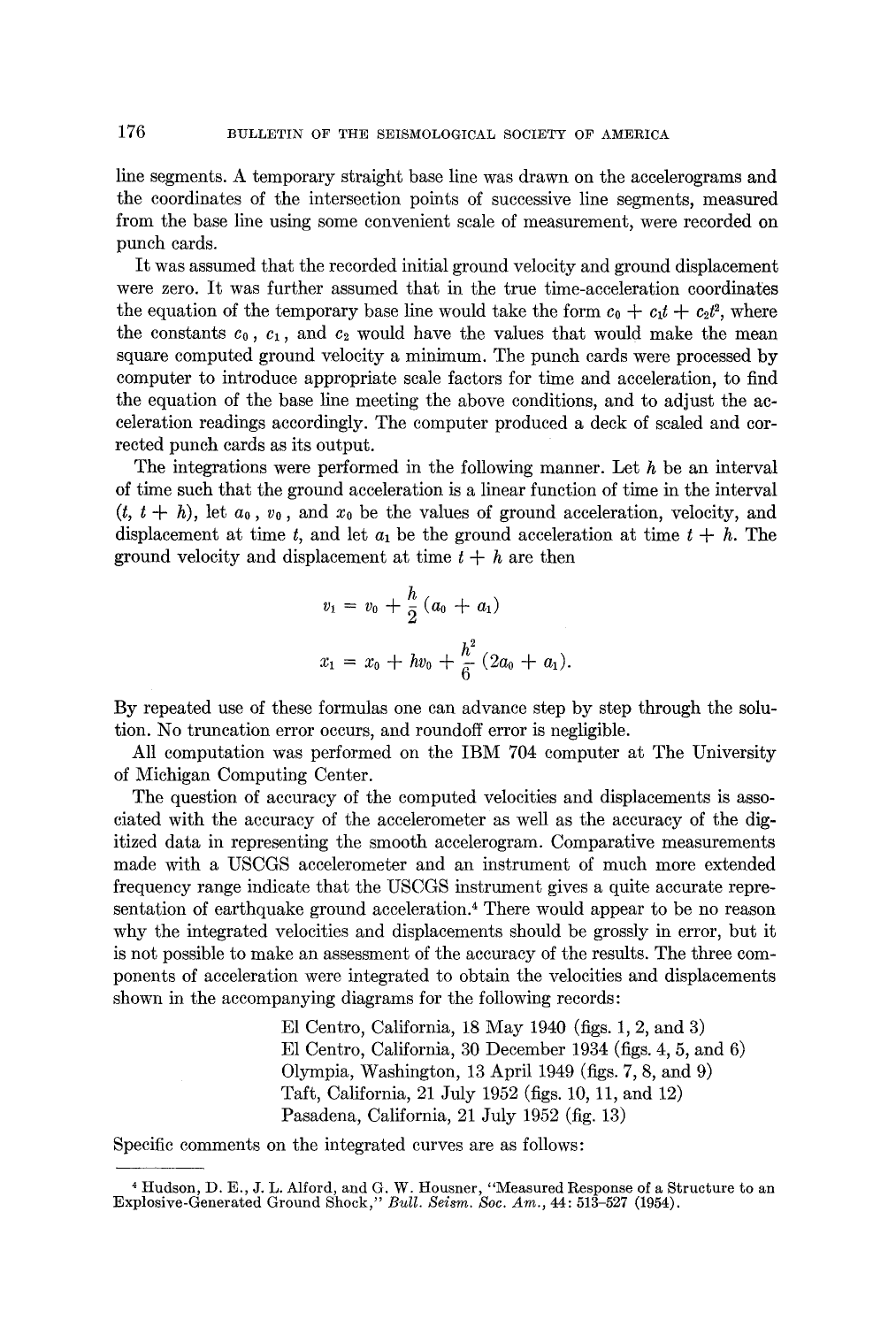line segments. A temporary straight base line was drawn on the accelerograms and the coordinates of the intersection points of successive line segments, measured from the base line using some convenient scale of measurement, were recorded on punch cards.

It was assumed that the recorded initial ground velocity and ground displacement were zero. It was further assumed that in the true time-acceleration coordinates the equation of the temporary base line would take the form $c_0 + c_1 t + c_2 t^2$, where the constants $c_0$, $c_1$, and $c_2$ would have the values that would make the mean square computed ground velocity a minimum. The punch cards were processed by computer to introduce appropriate scale factors for time and acceleration, to find the equation of the base line meeting the above conditions, and to adjust the acceleration readings accordingly. The computer produced a deck of scaled and corrected punch cards as its output.

The integrations were performed in the following manner. Let $h$ be an interval of time such that the ground acceleration is a linear function of time in the interval $(t, t + h)$, let $a_0$, $v_0$, and $x_0$ be the values of ground acceleration, velocity, and displacement at time $t$, and let $a_1$ be the ground acceleration at time $t + h$. The ground velocity and displacement at time $t + h$ are then

$$v_1 = v_0 + \frac{h}{2}(a_0 + a_1)$$

$$x_1 = x_0 + hv_0 + \frac{h^2}{6}(2a_0 + a_1).$$

By repeated use of these formulas one can advance step by step through the solution. No truncation error occurs, and roundoff error is negligible.

All computation was performed on the IBM 704 computer at The University of Michigan Computing Center.

The question of accuracy of the computed velocities and displacements is associated with the accuracy of the accelerometer as well as the accuracy of the digitized data in representing the smooth accelerogram. Comparative measurements made with a USCGS accelerometer and an instrument of much more extended frequency range indicate that the USCGS instrument gives a quite accurate representation of earthquake ground acceleration.[4] There would appear to be no reason why the integrated velocities and displacements should be grossly in error, but it is not possible to make an assessment of the accuracy of the results. The three components of acceleration were integrated to obtain the velocities and displacements shown in the accompanying diagrams for the following records:

El Centro, California, 18 May 1940 (figs. 1, 2, and 3)
El Centro, California, 30 December 1934 (figs. 4, 5, and 6)
Olympia, Washington, 13 April 1949 (figs. 7, 8, and 9)
Taft, California, 21 July 1952 (figs. 10, 11, and 12)
Pasadena, California, 21 July 1952 (fig. 13)

Specific comments on the integrated curves are as follows:

---

[4] Hudson, D. E., J. L. Alford, and G. W. Housner, "Measured Response of a Structure to an Explosive-Generated Ground Shock," *Bull. Seism. Soc. Am.*, 44: 513–527 (1954).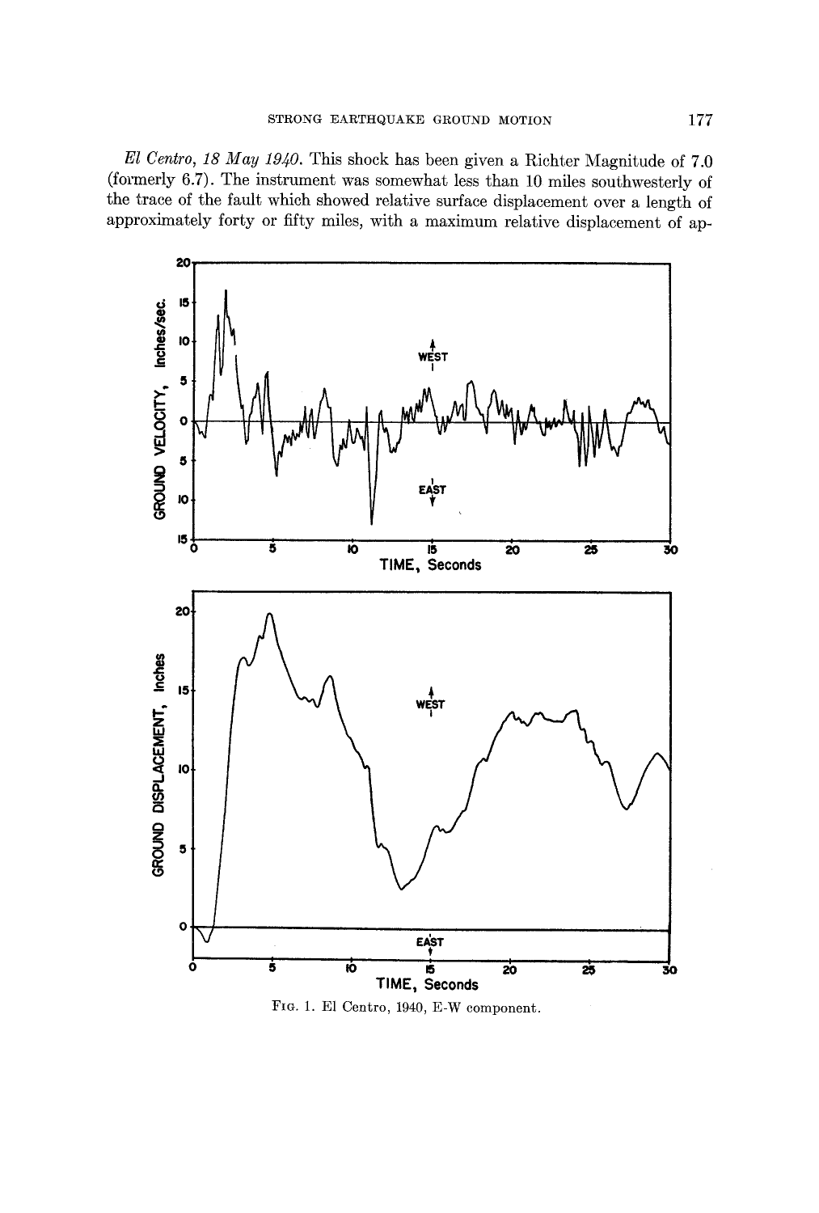*El Centro, 18 May 1940.* This shock has been given a Richter Magnitude of 7.0 (formerly 6.7). The instrument was somewhat less than 10 miles southwesterly of the trace of the fault which showed relative surface displacement over a length of approximately forty or fifty miles, with a maximum relative displacement of ap-

FIG. 1. El Centro, 1940, E-W component.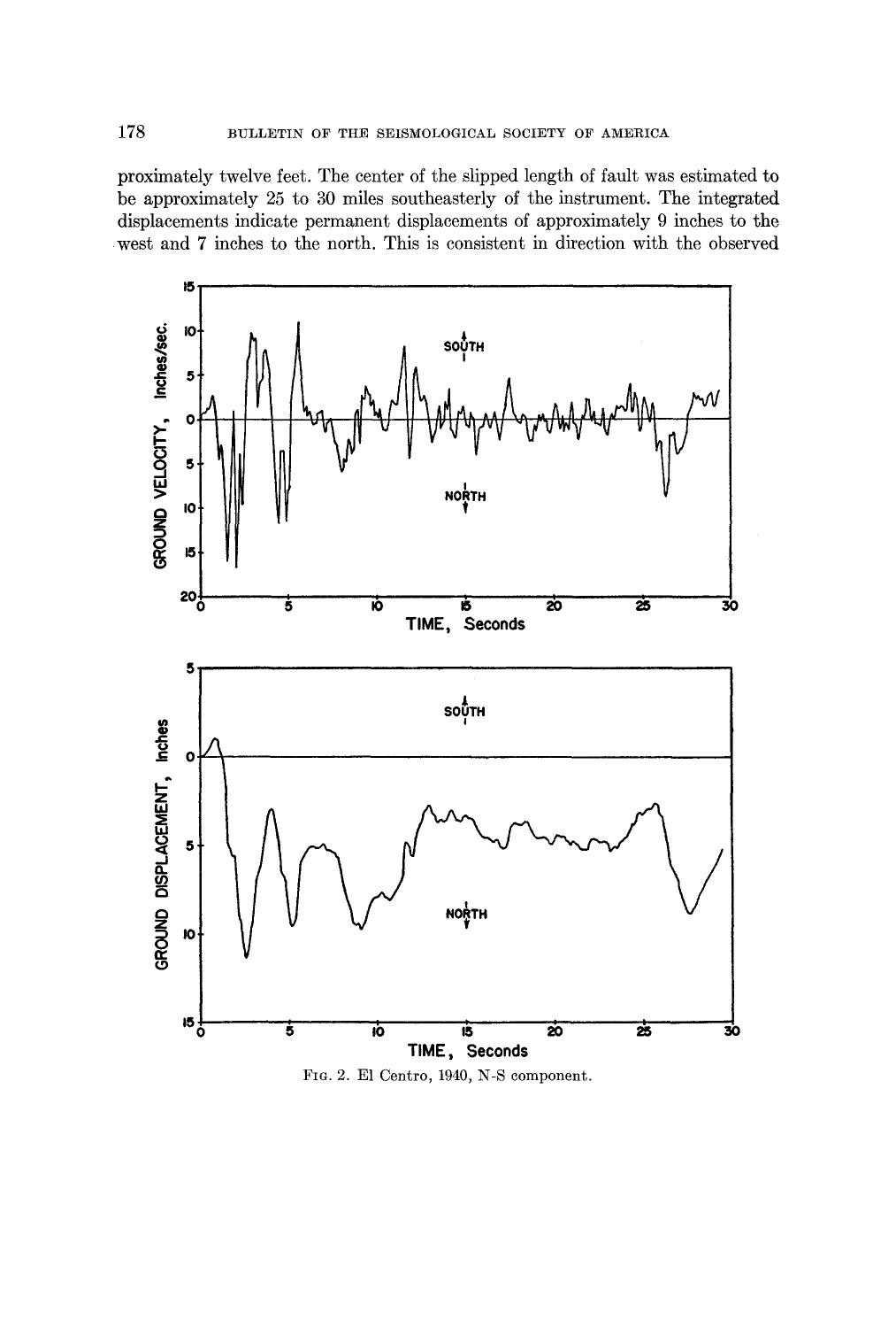proximately twelve feet. The center of the slipped length of fault was estimated to be approximately 25 to 30 miles southeasterly of the instrument. The integrated displacements indicate permanent displacements of approximately 9 inches to the west and 7 inches to the north. This is consistent in direction with the observed

FIG. 2. El Centro, 1940, N-S component.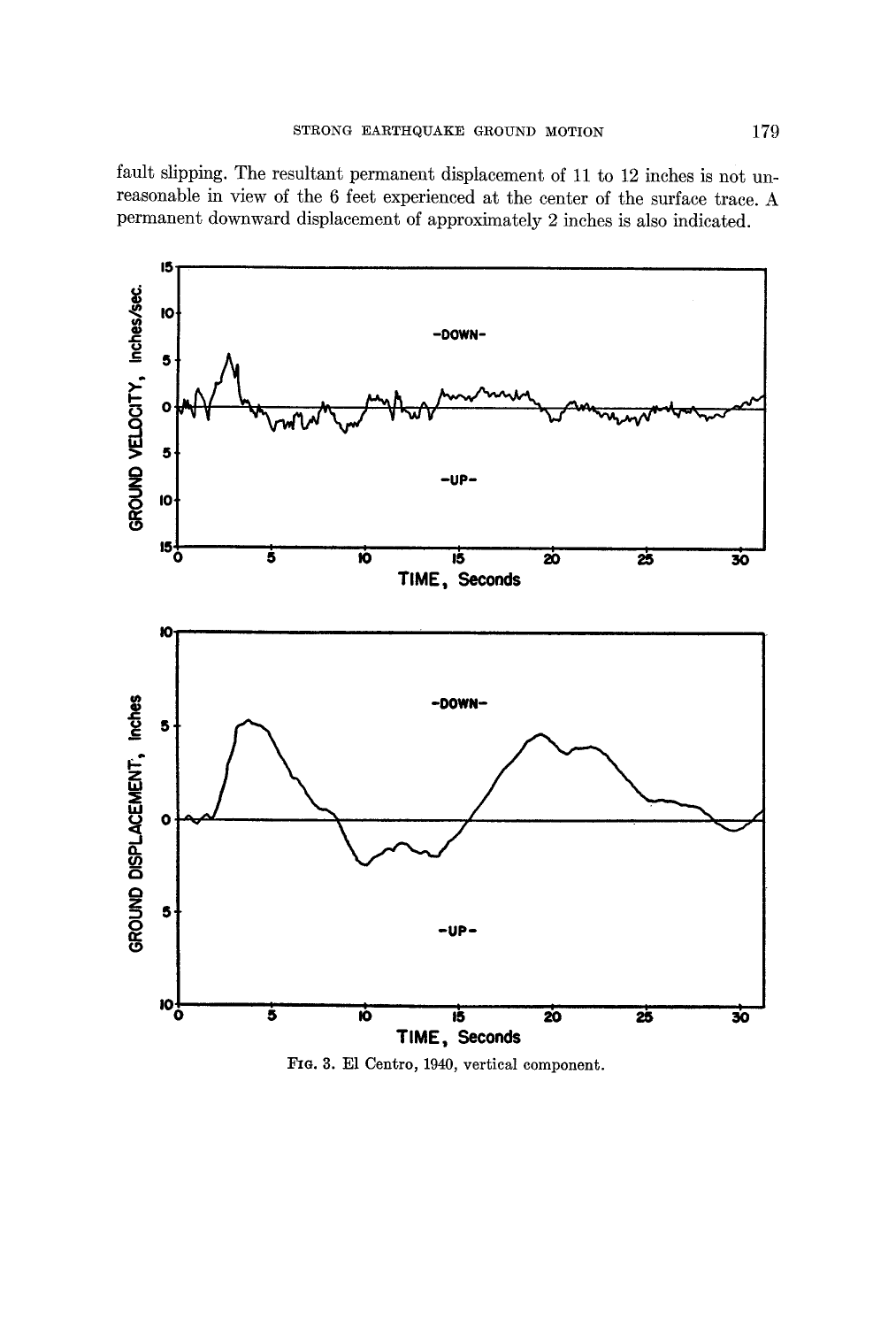fault slipping. The resultant permanent displacement of 11 to 12 inches is not unreasonable in view of the 6 feet experienced at the center of the surface trace. A permanent downward displacement of approximately 2 inches is also indicated.

FIG. 3. El Centro, 1940, vertical component.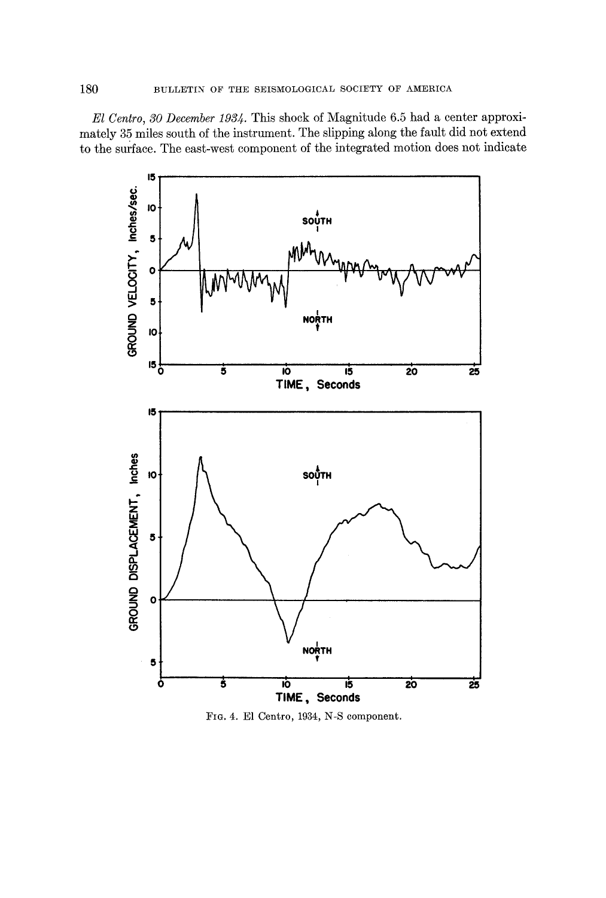*El Centro, 30 December 1934.* This shock of Magnitude 6.5 had a center approximately 35 miles south of the instrument. The slipping along the fault did not extend to the surface. The east-west component of the integrated motion does not indicate

FIG. 4. El Centro, 1934, N-S component.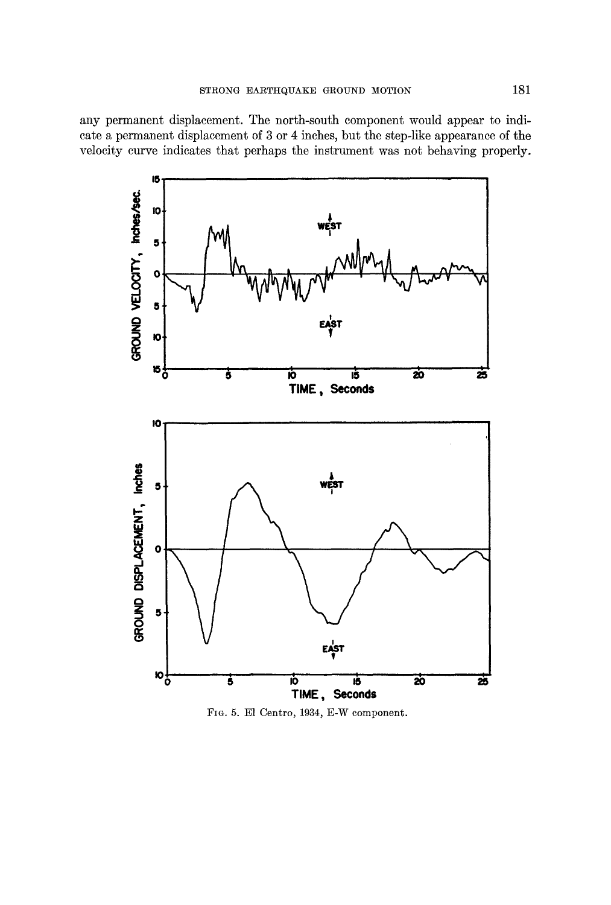any permanent displacement. The north-south component would appear to indicate a permanent displacement of 3 or 4 inches, but the step-like appearance of the velocity curve indicates that perhaps the instrument was not behaving properly.

FIG. 5. El Centro, 1934, E-W component.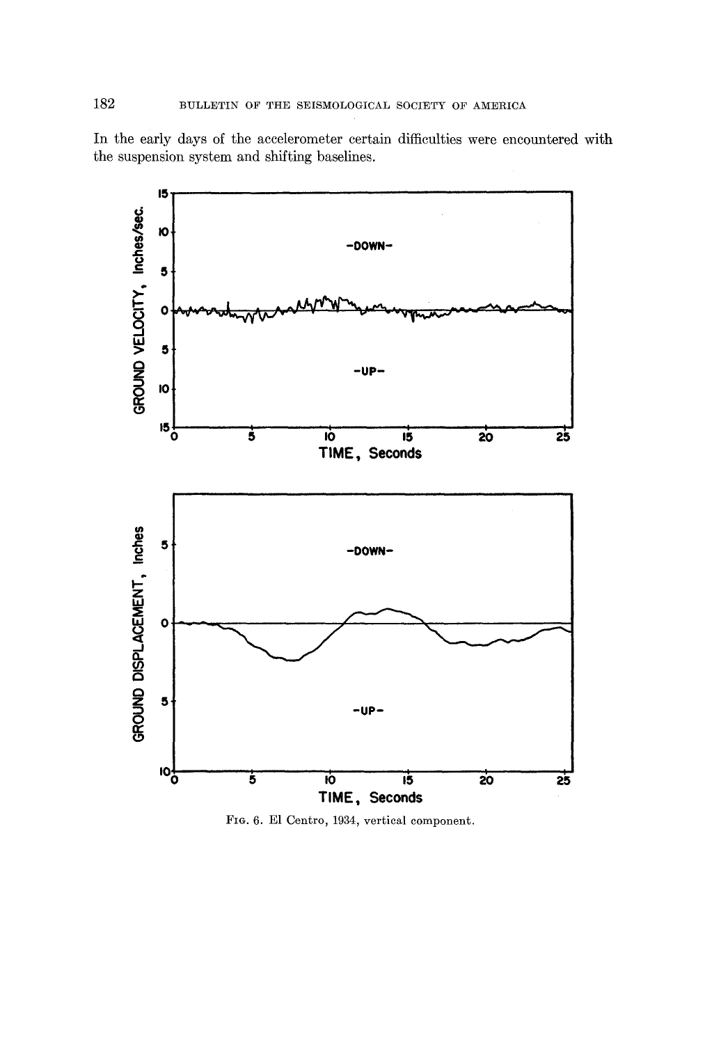In the early days of the accelerometer certain difficulties were encountered with the suspension system and shifting baselines.

FIG. 6. El Centro, 1934, vertical component.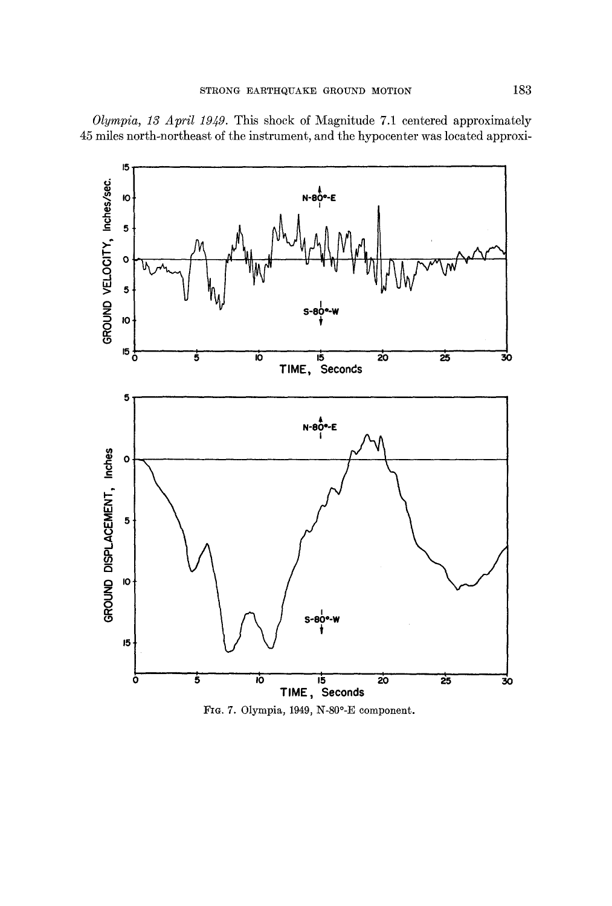*Olympia, 13 April 1949.* This shock of Magnitude 7.1 centered approximately 45 miles north-northeast of the instrument, and the hypocenter was located approxi-

FIG. 7. Olympia, 1949, N-80°-E component.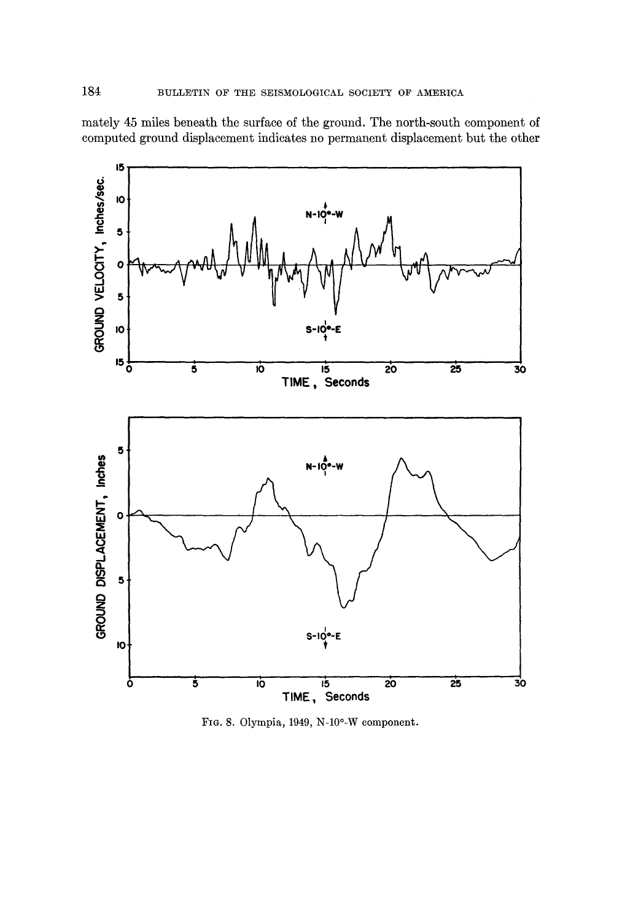mately 45 miles beneath the surface of the ground. The north-south component of computed ground displacement indicates no permanent displacement but the other

Fig. 8. Olympia, 1949, N-10°-W component.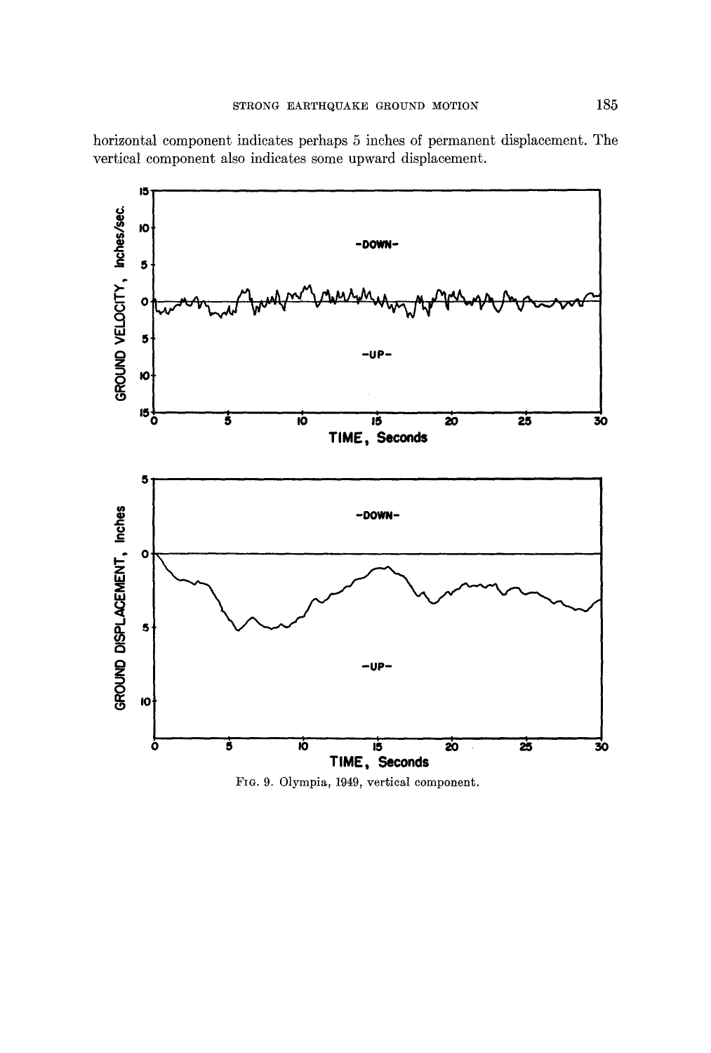horizontal component indicates perhaps 5 inches of permanent displacement. The vertical component also indicates some upward displacement.

FIG. 9. Olympia, 1949, vertical component.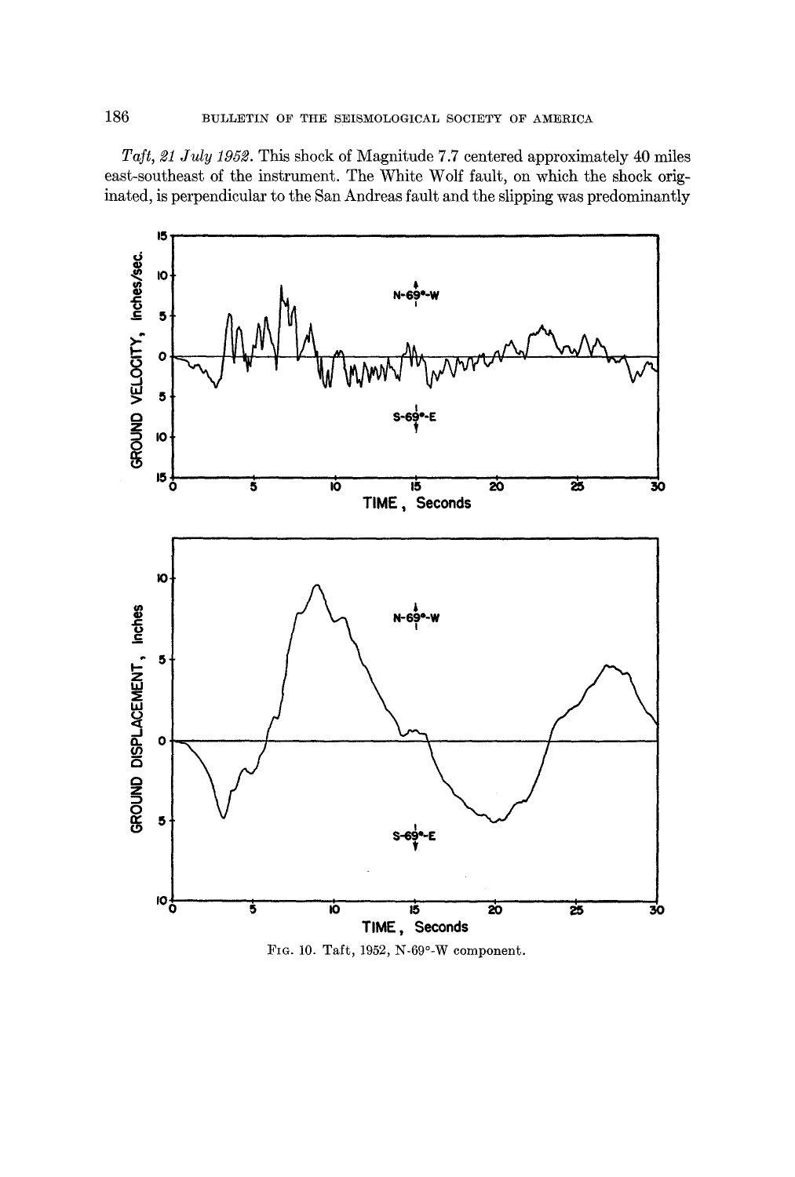*Taft, 21 July 1952.* This shock of Magnitude 7.7 centered approximately 40 miles east-southeast of the instrument. The White Wolf fault, on which the shock originated, is perpendicular to the San Andreas fault and the slipping was predominantly

FIG. 10. Taft, 1952, N-69°-W component.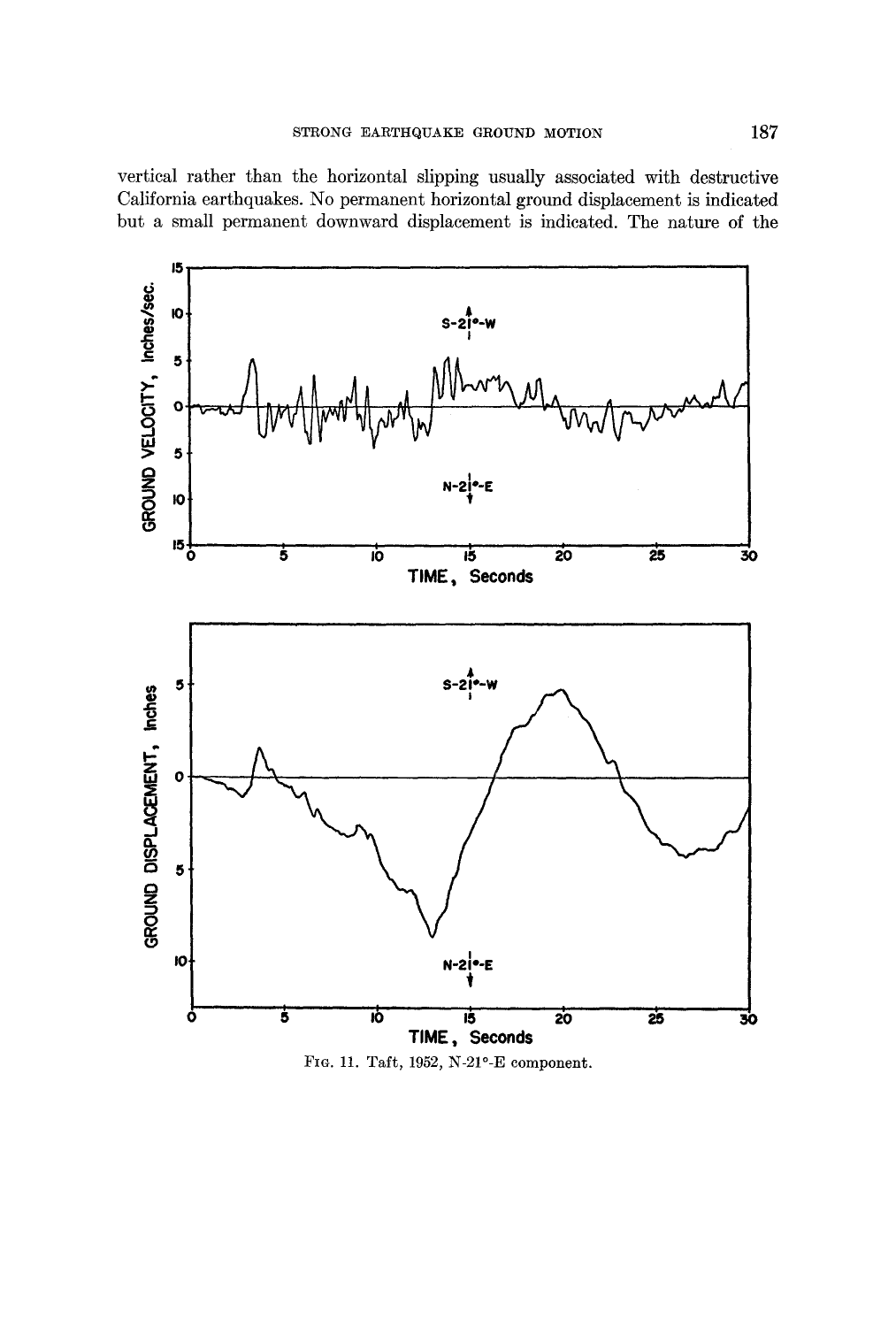vertical rather than the horizontal slipping usually associated with destructive California earthquakes. No permanent horizontal ground displacement is indicated but a small permanent downward displacement is indicated. The nature of the

FIG. 11. Taft, 1952, N-21°-E component.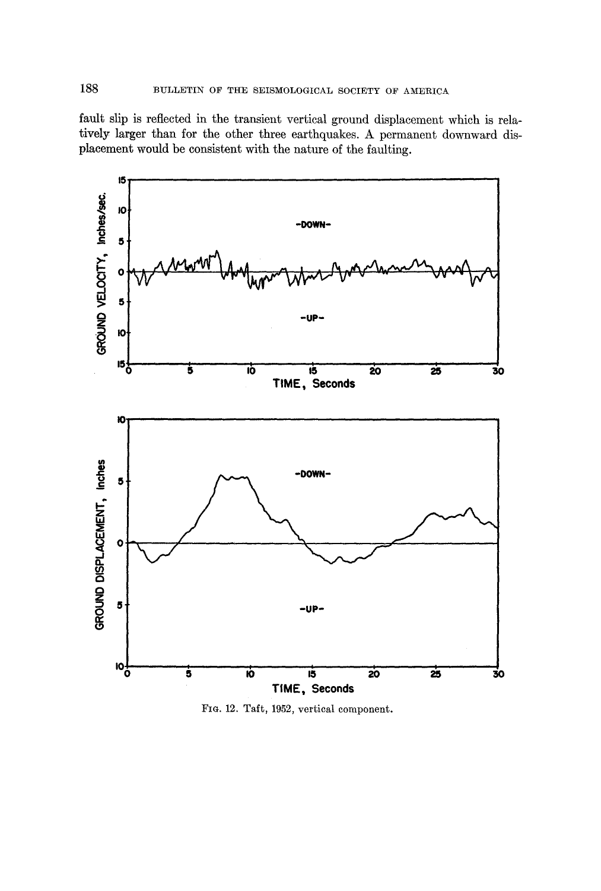fault slip is reflected in the transient vertical ground displacement which is relatively larger than for the other three earthquakes. A permanent downward displacement would be consistent with the nature of the faulting.

FIG. 12. Taft, 1952, vertical component.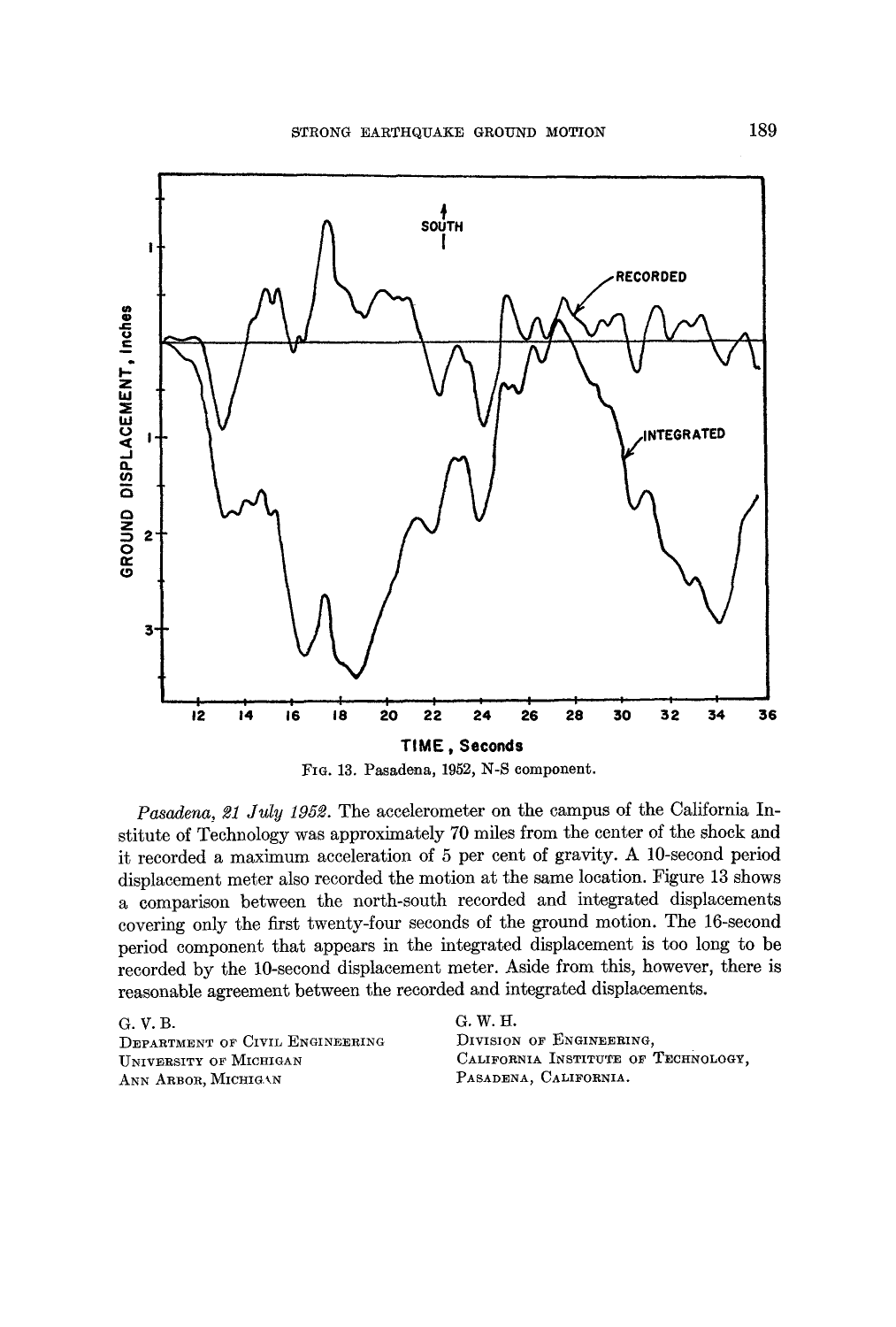GROUND DISPLACEMENT, Inches

SOUTH

RECORDED

INTEGRATED

1

1

2

3

12 14 16 18 20 22 24 26 28 30 32 34 36

TIME, Seconds

Fig. 13. Pasadena, 1952, N-S component.

*Pasadena, 21 July 1952.* The accelerometer on the campus of the California Institute of Technology was approximately 70 miles from the center of the shock and it recorded a maximum acceleration of 5 per cent of gravity. A 10-second period displacement meter also recorded the motion at the same location. Figure 13 shows a comparison between the north-south recorded and integrated displacements covering only the first twenty-four seconds of the ground motion. The 16-second period component that appears in the integrated displacement is too long to be recorded by the 10-second displacement meter. Aside from this, however, there is reasonable agreement between the recorded and integrated displacements.

G. V. B.
Department of Civil Engineering
University of Michigan
Ann Arbor, Michigan

G. W. H.
Division of Engineering,
California Institute of Technology,
Pasadena, California.